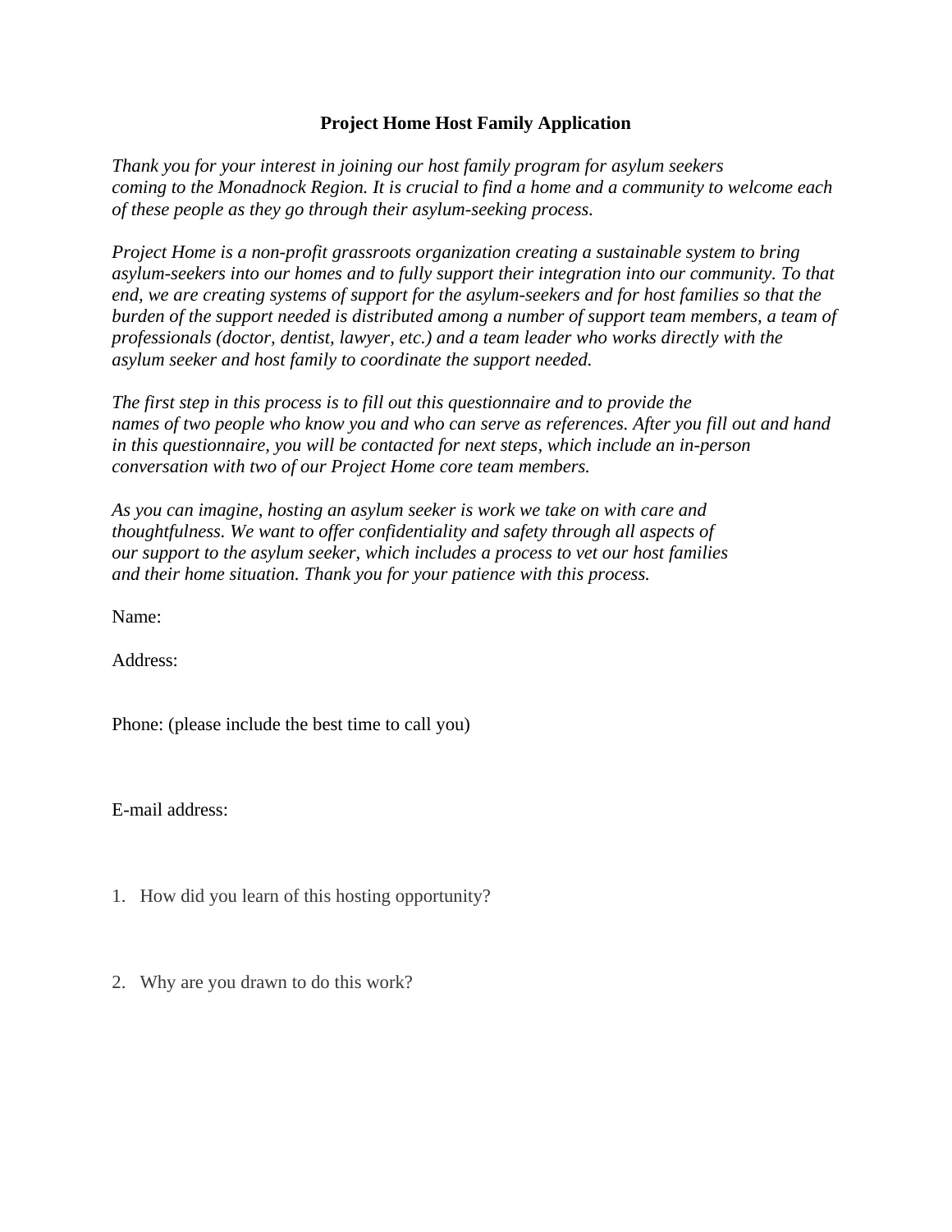# Project Home Host Family Application

*Thank you for your interest in joining our host family program for asylum seekers coming to the Monadnock Region. It is crucial to find a home and a community to welcome each of these people as they go through their asylum-seeking process.*

*Project Home is a non-profit grassroots organization creating a sustainable system to bring asylum-seekers into our homes and to fully support their integration into our community. To that end, we are creating systems of support for the asylum-seekers and for host families so that the burden of the support needed is distributed among a number of support team members, a team of professionals (doctor, dentist, lawyer, etc.) and a team leader who works directly with the asylum seeker and host family to coordinate the support needed.*

*The first step in this process is to fill out this questionnaire and to provide the names of two people who know you and who can serve as references. After you fill out and hand in this questionnaire, you will be contacted for next steps, which include an in-person conversation with two of our Project Home core team members.*

*As you can imagine, hosting an asylum seeker is work we take on with care and thoughtfulness. We want to offer confidentiality and safety through all aspects of our support to the asylum seeker, which includes a process to vet our host families and their home situation. Thank you for your patience with this process.*

Name:

Address:

Phone: (please include the best time to call you)

E-mail address:

1. How did you learn of this hosting opportunity?

2. Why are you drawn to do this work?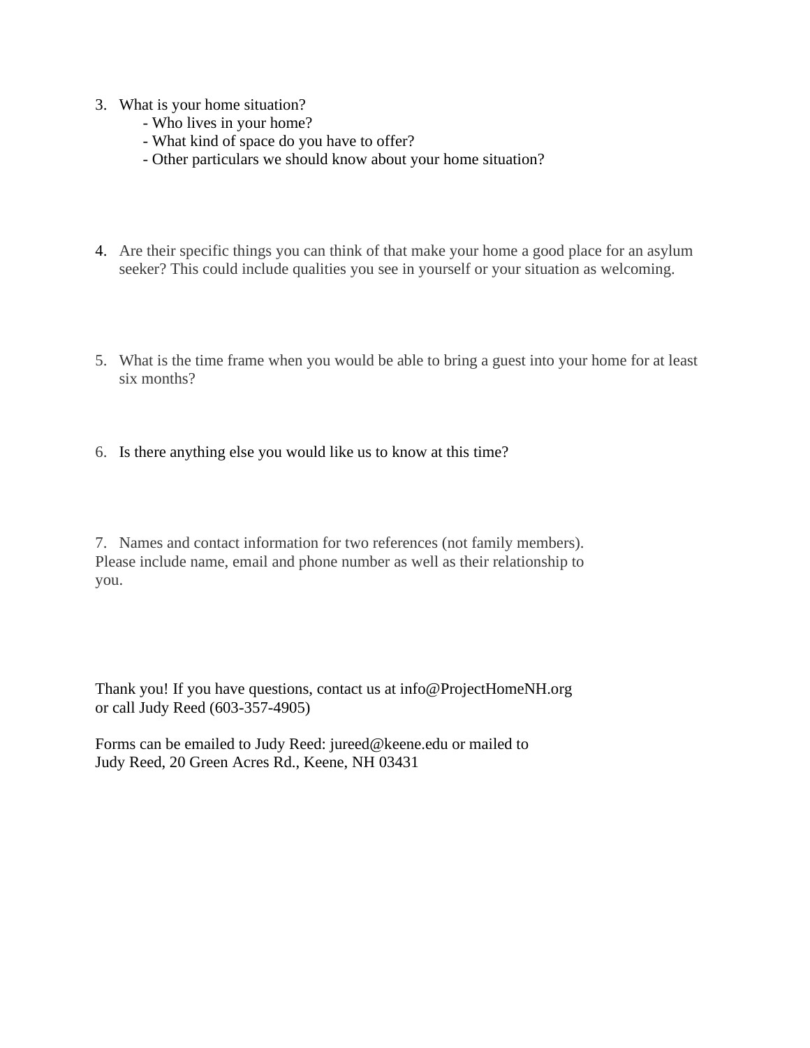3. What is your home situation?
   - Who lives in your home?
   - What kind of space do you have to offer?
   - Other particulars we should know about your home situation?

4. Are their specific things you can think of that make your home a good place for an asylum seeker? This could include qualities you see in yourself or your situation as welcoming.

5. What is the time frame when you would be able to bring a guest into your home for at least six months?

6. Is there anything else you would like us to know at this time?

7. Names and contact information for two references (not family members). Please include name, email and phone number as well as their relationship to you.

Thank you! If you have questions, contact us at info@ProjectHomeNH.org or call Judy Reed (603-357-4905)

Forms can be emailed to Judy Reed: jureed@keene.edu or mailed to Judy Reed, 20 Green Acres Rd., Keene, NH 03431